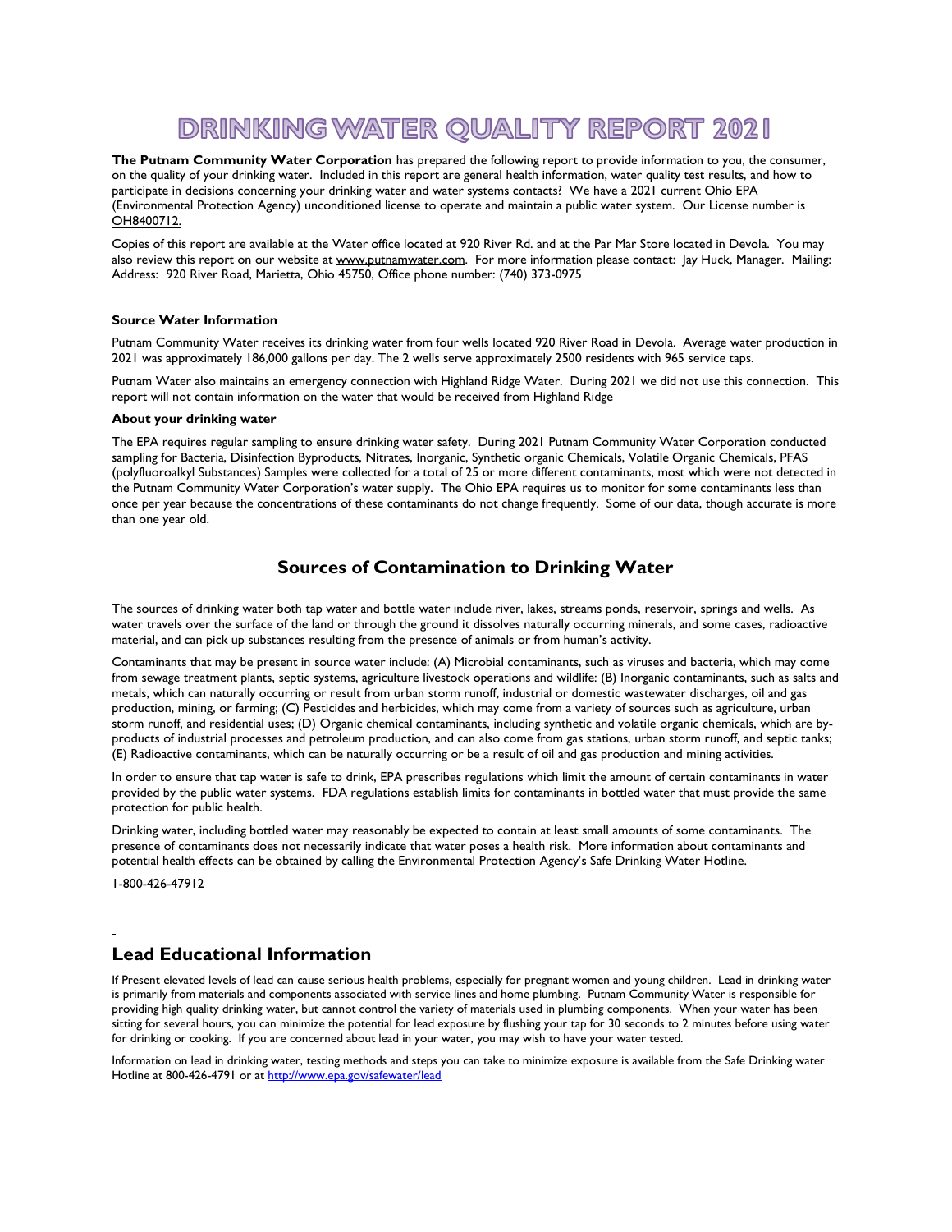# DRINKING WATER QUALITY REPORT 2021

**The Putnam Community Water Corporation** has prepared the following report to provide information to you, the consumer, on the quality of your drinking water. Included in this report are general health information, water quality test results, and how to participate in decisions concerning your drinking water and water systems contacts? We have a 2021 current Ohio EPA (Environmental Protection Agency) unconditioned license to operate and maintain a public water system. Our License number is OH8400712.

Copies of this report are available at the Water office located at 920 River Rd. and at the Par Mar Store located in Devola. You may also review this report on our website at www.putnamwater.com. For more information please contact: Jay Huck, Manager. Mailing: Address: 920 River Road, Marietta, Ohio 45750, Office phone number: (740) 373-0975

#### Source Water Information

Putnam Community Water receives its drinking water from four wells located 920 River Road in Devola. Average water production in 2021 was approximately 186,000 gallons per day. The 2 wells serve approximately 2500 residents with 965 service taps.

Putnam Water also maintains an emergency connection with Highland Ridge Water. During 2021 we did not use this connection. This report will not contain information on the water that would be received from Highland Ridge

#### About your drinking water

The EPA requires regular sampling to ensure drinking water safety. During 2021 Putnam Community Water Corporation conducted sampling for Bacteria, Disinfection Byproducts, Nitrates, Inorganic, Synthetic organic Chemicals, Volatile Organic Chemicals, PFAS (polyfluoroalkyl Substances) Samples were collected for a total of 25 or more different contaminants, most which were not detected in the Putnam Community Water Corporation's water supply. The Ohio EPA requires us to monitor for some contaminants less than once per year because the concentrations of these contaminants do not change frequently. Some of our data, though accurate is more than one year old.

## Sources of Contamination to Drinking Water

The sources of drinking water both tap water and bottle water include river, lakes, streams ponds, reservoir, springs and wells. As water travels over the surface of the land or through the ground it dissolves naturally occurring minerals, and some cases, radioactive material, and can pick up substances resulting from the presence of animals or from human's activity.

Contaminants that may be present in source water include: (A) Microbial contaminants, such as viruses and bacteria, which may come from sewage treatment plants, septic systems, agriculture livestock operations and wildlife: (B) Inorganic contaminants, such as salts and metals, which can naturally occurring or result from urban storm runoff, industrial or domestic wastewater discharges, oil and gas production, mining, or farming; (C) Pesticides and herbicides, which may come from a variety of sources such as agriculture, urban storm runoff, and residential uses; (D) Organic chemical contaminants, including synthetic and volatile organic chemicals, which are by-products of industrial processes and petroleum production, and can also come from gas stations, urban storm runoff, and septic tanks; (E) Radioactive contaminants, which can be naturally occurring or be a result of oil and gas production and mining activities.

In order to ensure that tap water is safe to drink, EPA prescribes regulations which limit the amount of certain contaminants in water provided by the public water systems. FDA regulations establish limits for contaminants in bottled water that must provide the same protection for public health.

Drinking water, including bottled water may reasonably be expected to contain at least small amounts of some contaminants. The presence of contaminants does not necessarily indicate that water poses a health risk. More information about contaminants and potential health effects can be obtained by calling the Environmental Protection Agency's Safe Drinking Water Hotline.

1-800-426-47912

## Lead Educational Information

If Present elevated levels of lead can cause serious health problems, especially for pregnant women and young children. Lead in drinking water is primarily from materials and components associated with service lines and home plumbing. Putnam Community Water is responsible for providing high quality drinking water, but cannot control the variety of materials used in plumbing components. When your water has been sitting for several hours, you can minimize the potential for lead exposure by flushing your tap for 30 seconds to 2 minutes before using water for drinking or cooking. If you are concerned about lead in your water, you may wish to have your water tested.

Information on lead in drinking water, testing methods and steps you can take to minimize exposure is available from the Safe Drinking water Hotline at 800-426-4791 or at http://www.epa.gov/safewater/lead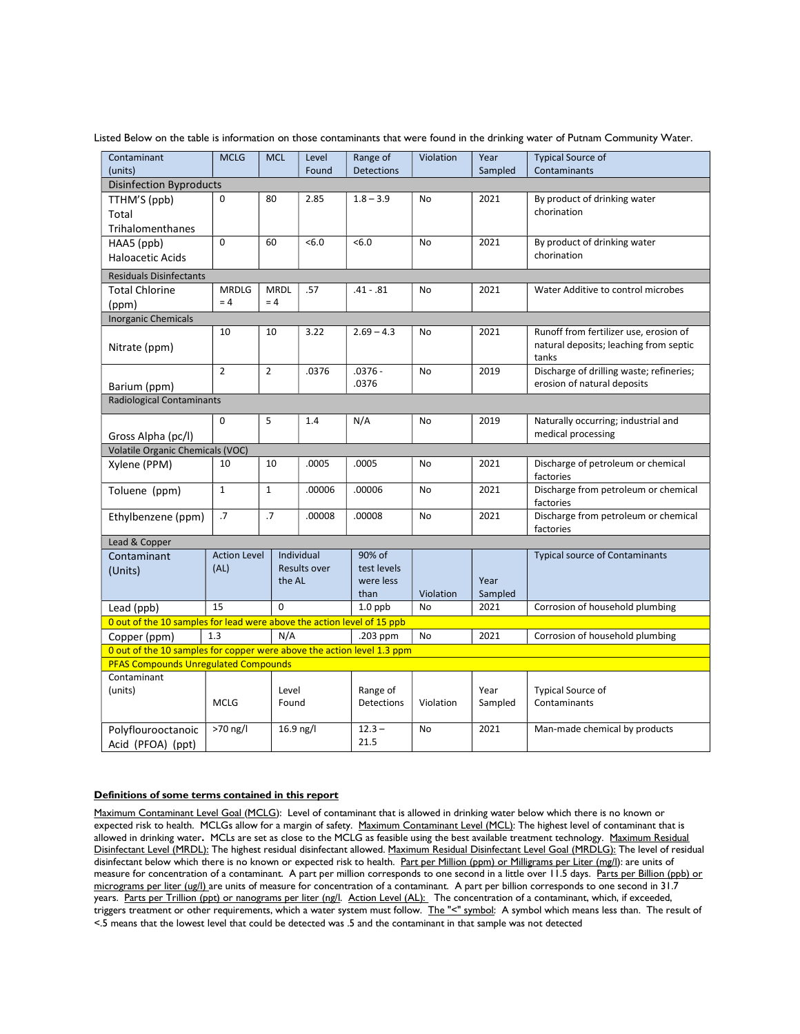Listed Below on the table is information on those contaminants that were found in the drinking water of Putnam Community Water.

| Contaminant (units) | MCLG | MCL | Level Found | Range of Detections | Violation | Year Sampled | Typical Source of Contaminants |
|---|---|---|---|---|---|---|---|
| Disinfection Byproducts | | | | | | | |
| TTHM'S (ppb) Total Trihalomenthanes | 0 | 80 | 2.85 | 1.8 – 3.9 | No | 2021 | By product of drinking water chorination |
| HAA5 (ppb) Haloacetic Acids | 0 | 60 | <6.0 | <6.0 | No | 2021 | By product of drinking water chorination |
| Residuals Disinfectants | | | | | | | |
| Total Chlorine (ppm) | MRDLG = 4 | MRDL = 4 | .57 | .41 - .81 | No | 2021 | Water Additive to control microbes |
| Inorganic Chemicals | | | | | | | |
| Nitrate (ppm) | 10 | 10 | 3.22 | 2.69 – 4.3 | No | 2021 | Runoff from fertilizer use, erosion of natural deposits; leaching from septic tanks |
| Barium (ppm) | 2 | 2 | .0376 | .0376 - .0376 | No | 2019 | Discharge of drilling waste; refineries; erosion of natural deposits |
| Radiological Contaminants | | | | | | | |
| Gross Alpha (pc/l) | 0 | 5 | 1.4 | N/A | No | 2019 | Naturally occurring; industrial and medical processing |
| Volatile Organic Chemicals (VOC) | | | | | | | |
| Xylene (PPM) | 10 | 10 | .0005 | .0005 | No | 2021 | Discharge of petroleum or chemical factories |
| Toluene (ppm) | 1 | 1 | .00006 | .00006 | No | 2021 | Discharge from petroleum or chemical factories |
| Ethylbenzene (ppm) | .7 | .7 | .00008 | .00008 | No | 2021 | Discharge from petroleum or chemical factories |

| Lead & Copper | | | | | | |
|---|---|---|---|---|---|---|
| Contaminant (Units) | Action Level (AL) | Individual Results over the AL | 90% of test levels were less than | Violation | Year Sampled | Typical source of Contaminants |
| Lead (ppb) | 15 | 0 | 1.0 ppb | No | 2021 | Corrosion of household plumbing |
| 0 out of the 10 samples for lead were above the action level of 15 ppb | | | | | | |
| Copper (ppm) | 1.3 | N/A | .203 ppm | No | 2021 | Corrosion of household plumbing |
| 0 out of the 10 samples for copper were above the action level 1.3 ppm | | | | | | |

| PFAS Compounds Unregulated Compounds | | | | | | |
|---|---|---|---|---|---|---|
| Contaminant (units) | MCLG | Level Found | Range of Detections | Violation | Year Sampled | Typical Source of Contaminants |
| Polyflourooctanoic Acid (PFOA) (ppt) | >70 ng/l | 16.9 ng/l | 12.3 – 21.5 | No | 2021 | Man-made chemical by products |

**Definitions of some terms contained in this report**

Maximum Contaminant Level Goal (MCLG): Level of contaminant that is allowed in drinking water below which there is no known or expected risk to health. MCLGs allow for a margin of safety. Maximum Contaminant Level (MCL): The highest level of contaminant that is allowed in drinking water**.** MCLs are set as close to the MCLG as feasible using the best available treatment technology. Maximum Residual Disinfectant Level (MRDL): The highest residual disinfectant allowed. Maximum Residual Disinfectant Level Goal (MRDLG): The level of residual disinfectant below which there is no known or expected risk to health. Part per Million (ppm) or Milligrams per Liter (mg/l): are units of measure for concentration of a contaminant. A part per million corresponds to one second in a little over 11.5 days. Parts per Billion (ppb) or micrograms per liter (ug/l) are units of measure for concentration of a contaminant. A part per billion corresponds to one second in 31.7 years. Parts per Trillion (ppt) or nanograms per liter (ng/l. Action Level (AL): The concentration of a contaminant, which, if exceeded, triggers treatment or other requirements, which a water system must follow. The "<" symbol: A symbol which means less than. The result of <.5 means that the lowest level that could be detected was .5 and the contaminant in that sample was not detected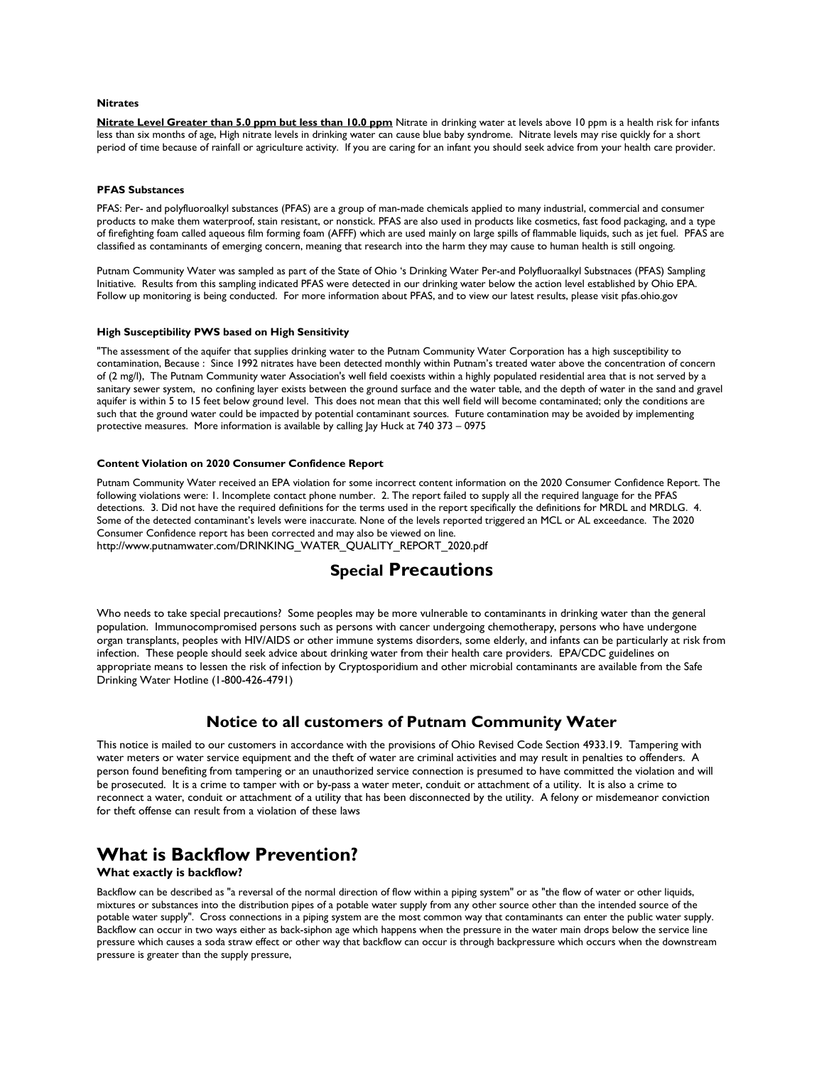#### Nitrates

**Nitrate Level Greater than 5.0 ppm but less than 10.0 ppm** Nitrate in drinking water at levels above 10 ppm is a health risk for infants less than six months of age, High nitrate levels in drinking water can cause blue baby syndrome. Nitrate levels may rise quickly for a short period of time because of rainfall or agriculture activity. If you are caring for an infant you should seek advice from your health care provider.

#### PFAS Substances

PFAS: Per- and polyfluoroalkyl substances (PFAS) are a group of man-made chemicals applied to many industrial, commercial and consumer products to make them waterproof, stain resistant, or nonstick. PFAS are also used in products like cosmetics, fast food packaging, and a type of firefighting foam called aqueous film forming foam (AFFF) which are used mainly on large spills of flammable liquids, such as jet fuel. PFAS are classified as contaminants of emerging concern, meaning that research into the harm they may cause to human health is still ongoing.

Putnam Community Water was sampled as part of the State of Ohio 's Drinking Water Per-and Polyfluoraalkyl Substnaces (PFAS) Sampling Initiative. Results from this sampling indicated PFAS were detected in our drinking water below the action level established by Ohio EPA. Follow up monitoring is being conducted. For more information about PFAS, and to view our latest results, please visit pfas.ohio.gov

#### High Susceptibility PWS based on High Sensitivity

"The assessment of the aquifer that supplies drinking water to the Putnam Community Water Corporation has a high susceptibility to contamination, Because : Since 1992 nitrates have been detected monthly within Putnam's treated water above the concentration of concern of (2 mg/l), The Putnam Community water Association's well field coexists within a highly populated residential area that is not served by a sanitary sewer system, no confining layer exists between the ground surface and the water table, and the depth of water in the sand and gravel aquifer is within 5 to 15 feet below ground level. This does not mean that this well field will become contaminated; only the conditions are such that the ground water could be impacted by potential contaminant sources. Future contamination may be avoided by implementing protective measures. More information is available by calling Jay Huck at 740 373 – 0975

#### Content Violation on 2020 Consumer Confidence Report

Putnam Community Water received an EPA violation for some incorrect content information on the 2020 Consumer Confidence Report. The following violations were: 1. Incomplete contact phone number. 2. The report failed to supply all the required language for the PFAS detections. 3. Did not have the required definitions for the terms used in the report specifically the definitions for MRDL and MRDLG. 4. Some of the detected contaminant's levels were inaccurate. None of the levels reported triggered an MCL or AL exceedance. The 2020 Consumer Confidence report has been corrected and may also be viewed on line.
http://www.putnamwater.com/DRINKING_WATER_QUALITY_REPORT_2020.pdf

## Special Precautions

Who needs to take special precautions? Some peoples may be more vulnerable to contaminants in drinking water than the general population. Immunocompromised persons such as persons with cancer undergoing chemotherapy, persons who have undergone organ transplants, peoples with HIV/AIDS or other immune systems disorders, some elderly, and infants can be particularly at risk from infection. These people should seek advice about drinking water from their health care providers. EPA/CDC guidelines on appropriate means to lessen the risk of infection by Cryptosporidium and other microbial contaminants are available from the Safe Drinking Water Hotline (1-800-426-4791)

### Notice to all customers of Putnam Community Water

This notice is mailed to our customers in accordance with the provisions of Ohio Revised Code Section 4933.19. Tampering with water meters or water service equipment and the theft of water are criminal activities and may result in penalties to offenders. A person found benefiting from tampering or an unauthorized service connection is presumed to have committed the violation and will be prosecuted. It is a crime to tamper with or by-pass a water meter, conduit or attachment of a utility. It is also a crime to reconnect a water, conduit or attachment of a utility that has been disconnected by the utility. A felony or misdemeanor conviction for theft offense can result from a violation of these laws

## What is Backflow Prevention?

#### What exactly is backflow?

Backflow can be described as "a reversal of the normal direction of flow within a piping system" or as "the flow of water or other liquids, mixtures or substances into the distribution pipes of a potable water supply from any other source other than the intended source of the potable water supply". Cross connections in a piping system are the most common way that contaminants can enter the public water supply. Backflow can occur in two ways either as back-siphon age which happens when the pressure in the water main drops below the service line pressure which causes a soda straw effect or other way that backflow can occur is through backpressure which occurs when the downstream pressure is greater than the supply pressure,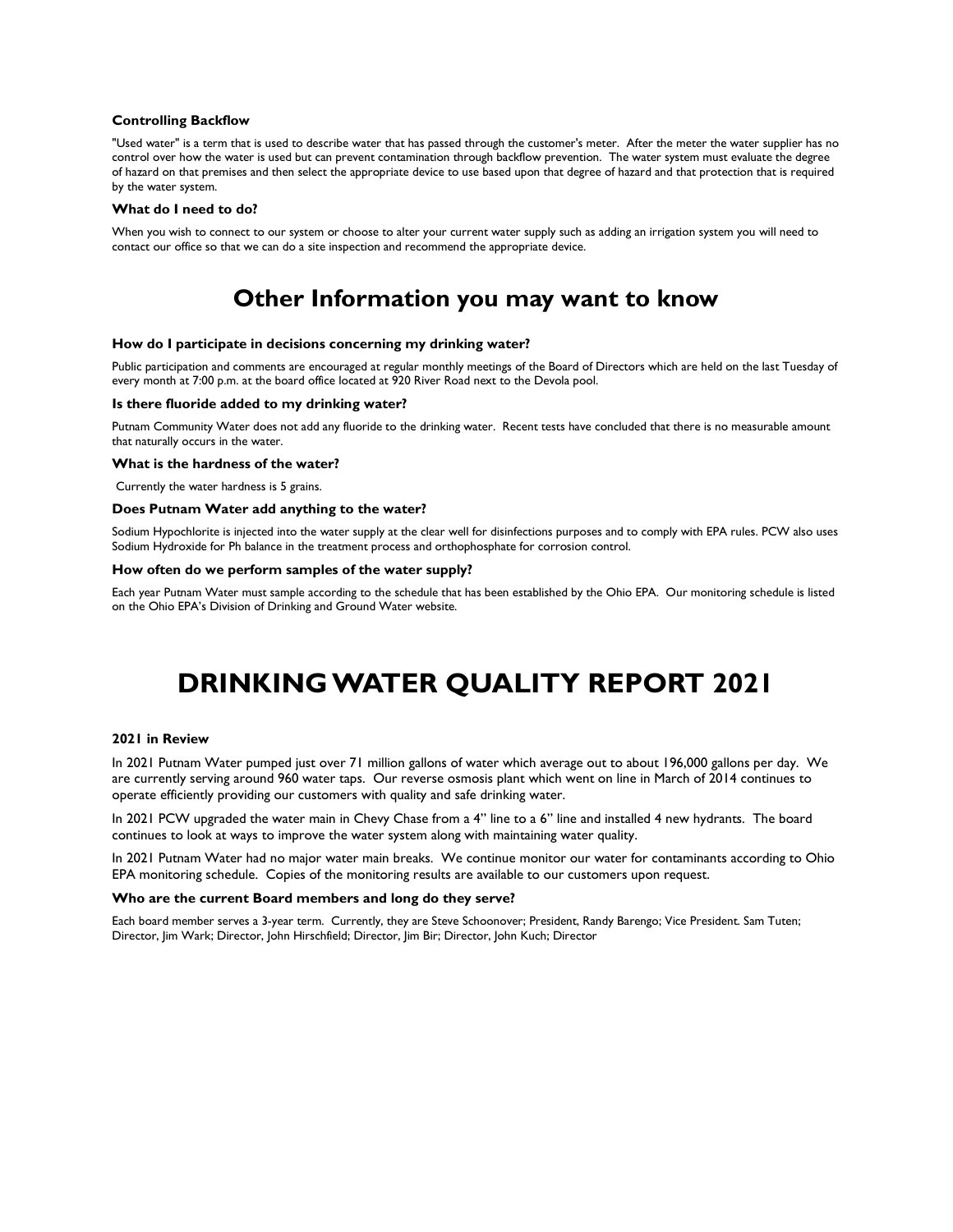### Controlling Backflow

"Used water" is a term that is used to describe water that has passed through the customer's meter. After the meter the water supplier has no control over how the water is used but can prevent contamination through backflow prevention. The water system must evaluate the degree of hazard on that premises and then select the appropriate device to use based upon that degree of hazard and that protection that is required by the water system.

### What do I need to do?

When you wish to connect to our system or choose to alter your current water supply such as adding an irrigation system you will need to contact our office so that we can do a site inspection and recommend the appropriate device.

# Other Information you may want to know

### How do I participate in decisions concerning my drinking water?

Public participation and comments are encouraged at regular monthly meetings of the Board of Directors which are held on the last Tuesday of every month at 7:00 p.m. at the board office located at 920 River Road next to the Devola pool.

### Is there fluoride added to my drinking water?

Putnam Community Water does not add any fluoride to the drinking water. Recent tests have concluded that there is no measurable amount that naturally occurs in the water.

### What is the hardness of the water?

Currently the water hardness is 5 grains.

### Does Putnam Water add anything to the water?

Sodium Hypochlorite is injected into the water supply at the clear well for disinfections purposes and to comply with EPA rules. PCW also uses Sodium Hydroxide for Ph balance in the treatment process and orthophosphate for corrosion control.

### How often do we perform samples of the water supply?

Each year Putnam Water must sample according to the schedule that has been established by the Ohio EPA. Our monitoring schedule is listed on the Ohio EPA's Division of Drinking and Ground Water website.

# DRINKING WATER QUALITY REPORT 2021

### 2021 in Review

In 2021 Putnam Water pumped just over 71 million gallons of water which average out to about 196,000 gallons per day. We are currently serving around 960 water taps. Our reverse osmosis plant which went on line in March of 2014 continues to operate efficiently providing our customers with quality and safe drinking water.

In 2021 PCW upgraded the water main in Chevy Chase from a 4" line to a 6" line and installed 4 new hydrants. The board continues to look at ways to improve the water system along with maintaining water quality.

In 2021 Putnam Water had no major water main breaks. We continue monitor our water for contaminants according to Ohio EPA monitoring schedule. Copies of the monitoring results are available to our customers upon request.

### Who are the current Board members and long do they serve?

Each board member serves a 3-year term. Currently, they are Steve Schoonover; President, Randy Barengo; Vice President. Sam Tuten; Director, Jim Wark; Director, John Hirschfield; Director, Jim Bir; Director, John Kuch; Director